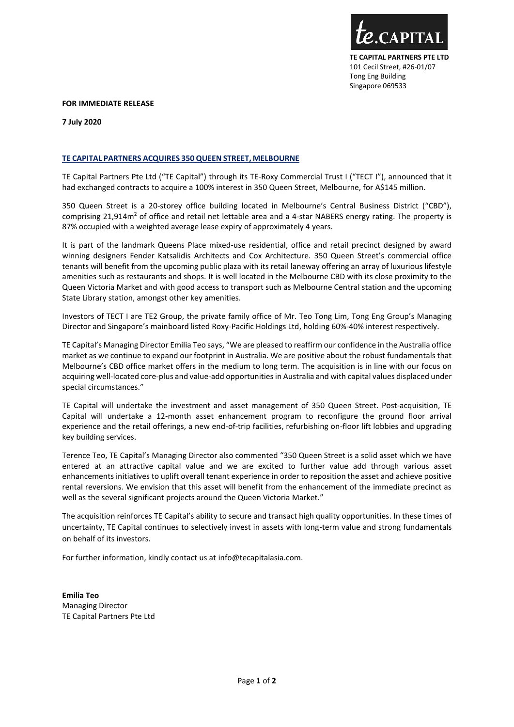te.CAPITAL

**TE CAPITAL PARTNERS PTE LTD**
101 Cecil Street, #26-01/07
Tong Eng Building
Singapore 069533

**FOR IMMEDIATE RELEASE**

**7 July 2020**

## TE CAPITAL PARTNERS ACQUIRES 350 QUEEN STREET, MELBOURNE

TE Capital Partners Pte Ltd ("TE Capital") through its TE-Roxy Commercial Trust I ("TECT I"), announced that it had exchanged contracts to acquire a 100% interest in 350 Queen Street, Melbourne, for A$145 million.

350 Queen Street is a 20-storey office building located in Melbourne's Central Business District ("CBD"), comprising 21,914m$^2$ of office and retail net lettable area and a 4-star NABERS energy rating. The property is 87% occupied with a weighted average lease expiry of approximately 4 years.

It is part of the landmark Queens Place mixed-use residential, office and retail precinct designed by award winning designers Fender Katsalidis Architects and Cox Architecture. 350 Queen Street's commercial office tenants will benefit from the upcoming public plaza with its retail laneway offering an array of luxurious lifestyle amenities such as restaurants and shops. It is well located in the Melbourne CBD with its close proximity to the Queen Victoria Market and with good access to transport such as Melbourne Central station and the upcoming State Library station, amongst other key amenities.

Investors of TECT I are TE2 Group, the private family office of Mr. Teo Tong Lim, Tong Eng Group's Managing Director and Singapore's mainboard listed Roxy-Pacific Holdings Ltd, holding 60%-40% interest respectively.

TE Capital's Managing Director Emilia Teo says, "We are pleased to reaffirm our confidence in the Australia office market as we continue to expand our footprint in Australia. We are positive about the robust fundamentals that Melbourne's CBD office market offers in the medium to long term. The acquisition is in line with our focus on acquiring well-located core-plus and value-add opportunities in Australia and with capital values displaced under special circumstances."

TE Capital will undertake the investment and asset management of 350 Queen Street. Post-acquisition, TE Capital will undertake a 12-month asset enhancement program to reconfigure the ground floor arrival experience and the retail offerings, a new end-of-trip facilities, refurbishing on-floor lift lobbies and upgrading key building services.

Terence Teo, TE Capital's Managing Director also commented "350 Queen Street is a solid asset which we have entered at an attractive capital value and we are excited to further value add through various asset enhancements initiatives to uplift overall tenant experience in order to reposition the asset and achieve positive rental reversions. We envision that this asset will benefit from the enhancement of the immediate precinct as well as the several significant projects around the Queen Victoria Market."

The acquisition reinforces TE Capital's ability to secure and transact high quality opportunities. In these times of uncertainty, TE Capital continues to selectively invest in assets with long-term value and strong fundamentals on behalf of its investors.

For further information, kindly contact us at info@tecapitalasia.com.

**Emilia Teo**
Managing Director
TE Capital Partners Pte Ltd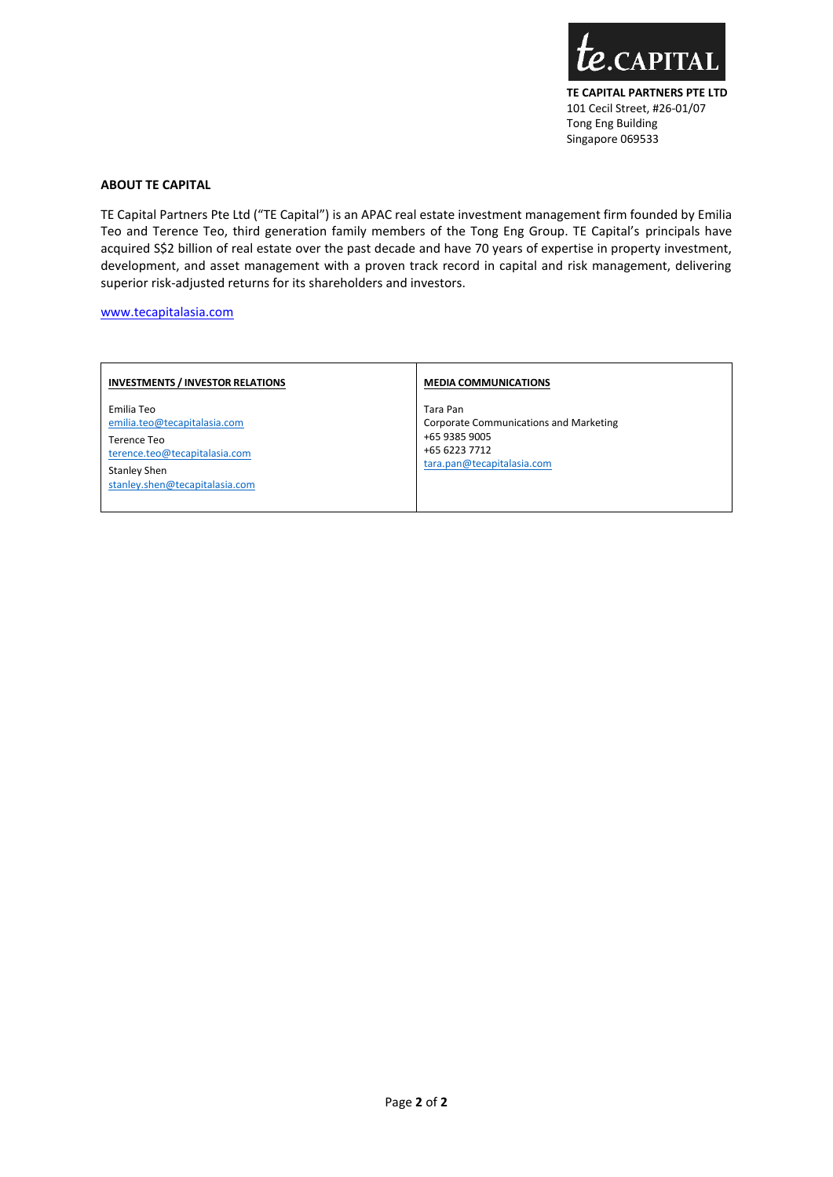**TE CAPITAL PARTNERS PTE LTD**
101 Cecil Street, #26-01/07
Tong Eng Building
Singapore 069533

## ABOUT TE CAPITAL

TE Capital Partners Pte Ltd ("TE Capital") is an APAC real estate investment management firm founded by Emilia Teo and Terence Teo, third generation family members of the Tong Eng Group. TE Capital's principals have acquired S$2 billion of real estate over the past decade and have 70 years of expertise in property investment, development, and asset management with a proven track record in capital and risk management, delivering superior risk-adjusted returns for its shareholders and investors.

www.tecapitalasia.com

| **INVESTMENTS / INVESTOR RELATIONS** | **MEDIA COMMUNICATIONS** |
|---|---|
| Emilia Teo<br>emilia.teo@tecapitalasia.com<br>Terence Teo<br>terence.teo@tecapitalasia.com<br>Stanley Shen<br>stanley.shen@tecapitalasia.com | Tara Pan<br>Corporate Communications and Marketing<br>+65 9385 9005<br>+65 6223 7712<br>tara.pan@tecapitalasia.com |